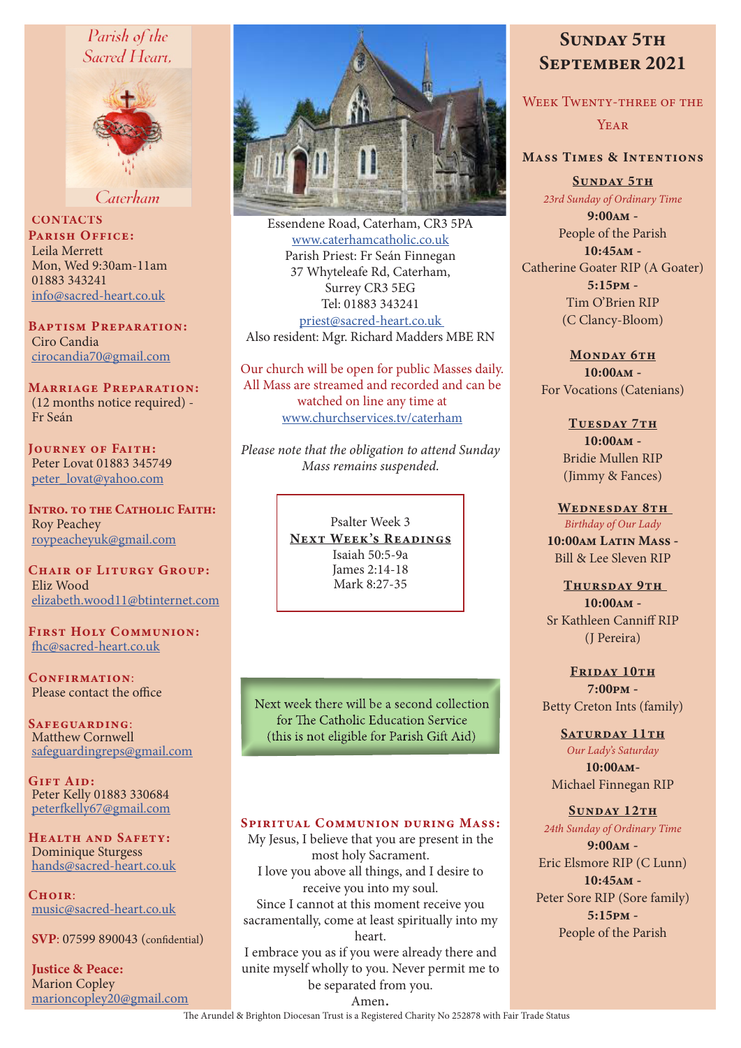Parish of the Sacred Heart, Caterham

**CONTACTS**

**Parish Office:**
Leila Merrett
Mon, Wed 9:30am-11am
01883 343241
info@sacred-heart.co.uk

**Baptism Preparation:**
Ciro Candia
cirocandia70@gmail.com

**Marriage Preparation:**
(12 months notice required) - Fr Seán

**Journey of Faith:**
Peter Lovat 01883 345749
peter_lovat@yahoo.com

**Intro. to the Catholic Faith:**
Roy Peachey
roypeacheyuk@gmail.com

**Chair of Liturgy Group:**
Eliz Wood
elizabeth.wood11@btinternet.com

**First Holy Communion:**
fhc@sacred-heart.co.uk

**Confirmation:**
Please contact the office

**Safeguarding:**
Matthew Cornwell
safeguardingreps@gmail.com

**Gift Aid:**
Peter Kelly 01883 330684
peterfkelly67@gmail.com

**Health and Safety:**
Dominique Sturgess
hands@sacred-heart.co.uk

**Choir:**
music@sacred-heart.co.uk

**SVP**: 07599 890043 (confidential)

**Justice & Peace:**
Marion Copley
marioncopley20@gmail.com

Essendene Road, Caterham, CR3 5PA
www.caterhamcatholic.co.uk
Parish Priest: Fr Seán Finnegan
37 Whyteleafe Rd, Caterham,
Surrey CR3 5EG
Tel: 01883 343241
priest@sacred-heart.co.uk
Also resident: Mgr. Richard Madders MBE RN

Our church will be open for public Masses daily. All Mass are streamed and recorded and can be watched on line any time at www.churchservices.tv/caterham

*Please note that the obligation to attend Sunday Mass remains suspended.*

Psalter Week 3
**Next Week's Readings**
Isaiah 50:5-9a
James 2:14-18
Mark 8:27-35

Next week there will be a second collection for The Catholic Education Service (this is not eligible for Parish Gift Aid)

**Spiritual Communion during Mass:**
My Jesus, I believe that you are present in the most holy Sacrament.
I love you above all things, and I desire to receive you into my soul.
Since I cannot at this moment receive you sacramentally, come at least spiritually into my heart.
I embrace you as if you were already there and unite myself wholly to you. Never permit me to be separated from you.
Amen.

# Sunday 5th September 2021

## Week Twenty-three of the Year

### Mass Times & Intentions

**Sunday 5th**
*23rd Sunday of Ordinary Time*
**9:00am** - People of the Parish
**10:45am** - Catherine Goater RIP (A Goater)
**5:15pm** - Tim O'Brien RIP (C Clancy-Bloom)

**Monday 6th**
**10:00am** - For Vocations (Catenians)

**Tuesday 7th**
**10:00am** - Bridie Mullen RIP (Jimmy & Fances)

**Wednesday 8th**
*Birthday of Our Lady*
**10:00am Latin Mass** - Bill & Lee Sleven RIP

**Thursday 9th**
**10:00am** - Sr Kathleen Canniff RIP (J Pereira)

**Friday 10th**
**7:00pm** - Betty Creton Ints (family)

**Saturday 11th**
*Our Lady's Saturday*
**10:00am** - Michael Finnegan RIP

**Sunday 12th**
*24th Sunday of Ordinary Time*
**9:00am** - Eric Elsmore RIP (C Lunn)
**10:45am** - Peter Sore RIP (Sore family)
**5:15pm** - People of the Parish

The Arundel & Brighton Diocesan Trust is a Registered Charity No 252878 with Fair Trade Status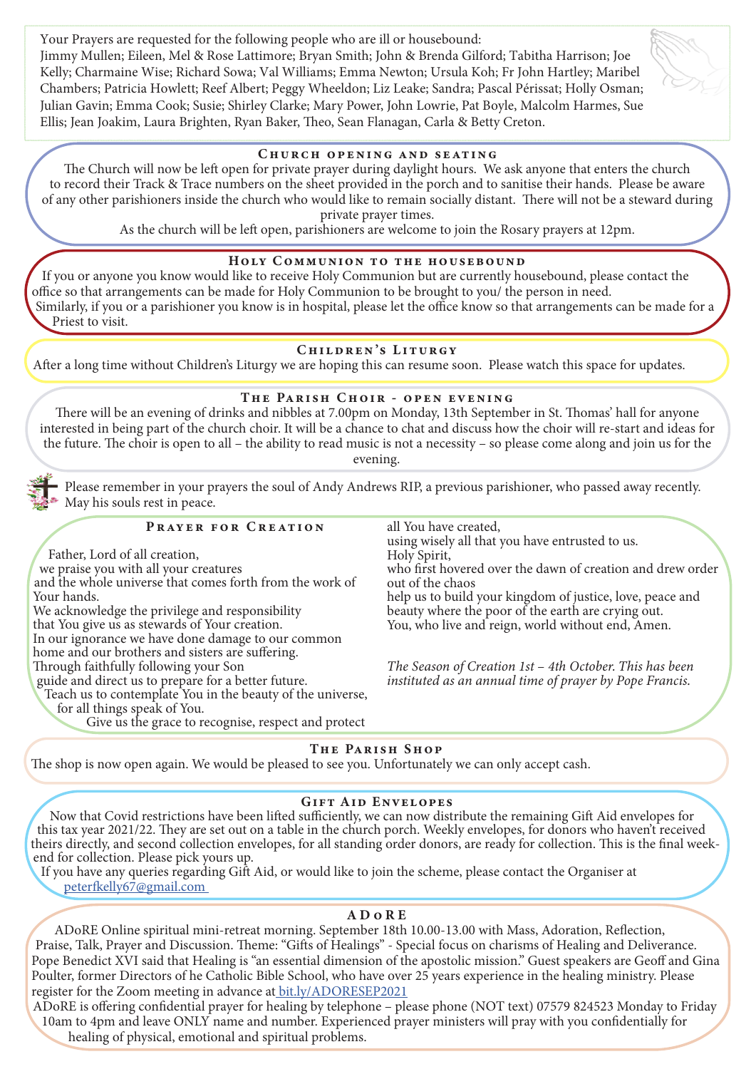Your Prayers are requested for the following people who are ill or housebound:
Jimmy Mullen; Eileen, Mel & Rose Lattimore; Bryan Smith; John & Brenda Gilford; Tabitha Harrison; Joe Kelly; Charmaine Wise; Richard Sowa; Val Williams; Emma Newton; Ursula Koh; Fr John Hartley; Maribel Chambers; Patricia Howlett; Reef Albert; Peggy Wheeldon; Liz Leake; Sandra; Pascal Périssat; Holly Osman; Julian Gavin; Emma Cook; Susie; Shirley Clarke; Mary Power, John Lowrie, Pat Boyle, Malcolm Harmes, Sue Ellis; Jean Joakim, Laura Brighten, Ryan Baker, Theo, Sean Flanagan, Carla & Betty Creton.

## Church opening and seating

The Church will now be left open for private prayer during daylight hours. We ask anyone that enters the church to record their Track & Trace numbers on the sheet provided in the porch and to sanitise their hands. Please be aware of any other parishioners inside the church who would like to remain socially distant. There will not be a steward during private prayer times.

As the church will be left open, parishioners are welcome to join the Rosary prayers at 12pm.

## Holy Communion to the housebound

If you or anyone you know would like to receive Holy Communion but are currently housebound, please contact the office so that arrangements can be made for Holy Communion to be brought to you/ the person in need.

Similarly, if you or a parishioner you know is in hospital, please let the office know so that arrangements can be made for a Priest to visit.

## Children's Liturgy

After a long time without Children's Liturgy we are hoping this can resume soon. Please watch this space for updates.

## The Parish Choir - open evening

There will be an evening of drinks and nibbles at 7.00pm on Monday, 13th September in St. Thomas' hall for anyone interested in being part of the church choir. It will be a chance to chat and discuss how the choir will re-start and ideas for the future. The choir is open to all – the ability to read music is not a necessity – so please come along and join us for the evening.

Please remember in your prayers the soul of Andy Andrews RIP, a previous parishioner, who passed away recently. May his souls rest in peace.

## Prayer for Creation

Father, Lord of all creation,
we praise you with all your creatures
and the whole universe that comes forth from the work of Your hands.
We acknowledge the privilege and responsibility
that You give us as stewards of Your creation.
In our ignorance we have done damage to our common home and our brothers and sisters are suffering.
Through faithfully following your Son
guide and direct us to prepare for a better future.
Teach us to contemplate You in the beauty of the universe,
for all things speak of You.
Give us the grace to recognise, respect and protect
all You have created,
using wisely all that you have entrusted to us.
Holy Spirit,
who first hovered over the dawn of creation and drew order out of the chaos
help us to build your kingdom of justice, love, peace and beauty where the poor of the earth are crying out.
You, who live and reign, world without end, Amen.

*The Season of Creation 1st – 4th October. This has been instituted as an annual time of prayer by Pope Francis.*

## The Parish Shop

The shop is now open again. We would be pleased to see you. Unfortunately we can only accept cash.

## Gift Aid Envelopes

Now that Covid restrictions have been lifted sufficiently, we can now distribute the remaining Gift Aid envelopes for this tax year 2021/22. They are set out on a table in the church porch. Weekly envelopes, for donors who haven't received theirs directly, and second collection envelopes, for all standing order donors, are ready for collection. This is the final week-end for collection. Please pick yours up.

If you have any queries regarding Gift Aid, or would like to join the scheme, please contact the Organiser at peterfkelly67@gmail.com

## ADoRE

ADoRE Online spiritual mini-retreat morning. September 18th 10.00-13.00 with Mass, Adoration, Reflection, Praise, Talk, Prayer and Discussion. Theme: "Gifts of Healings" - Special focus on charisms of Healing and Deliverance. Pope Benedict XVI said that Healing is "an essential dimension of the apostolic mission." Guest speakers are Geoff and Gina Poulter, former Directors of he Catholic Bible School, who have over 25 years experience in the healing ministry. Please register for the Zoom meeting in advance at bit.ly/ADORESEP2021

ADoRE is offering confidential prayer for healing by telephone – please phone (NOT text) 07579 824523 Monday to Friday 10am to 4pm and leave ONLY name and number. Experienced prayer ministers will pray with you confidentially for healing of physical, emotional and spiritual problems.